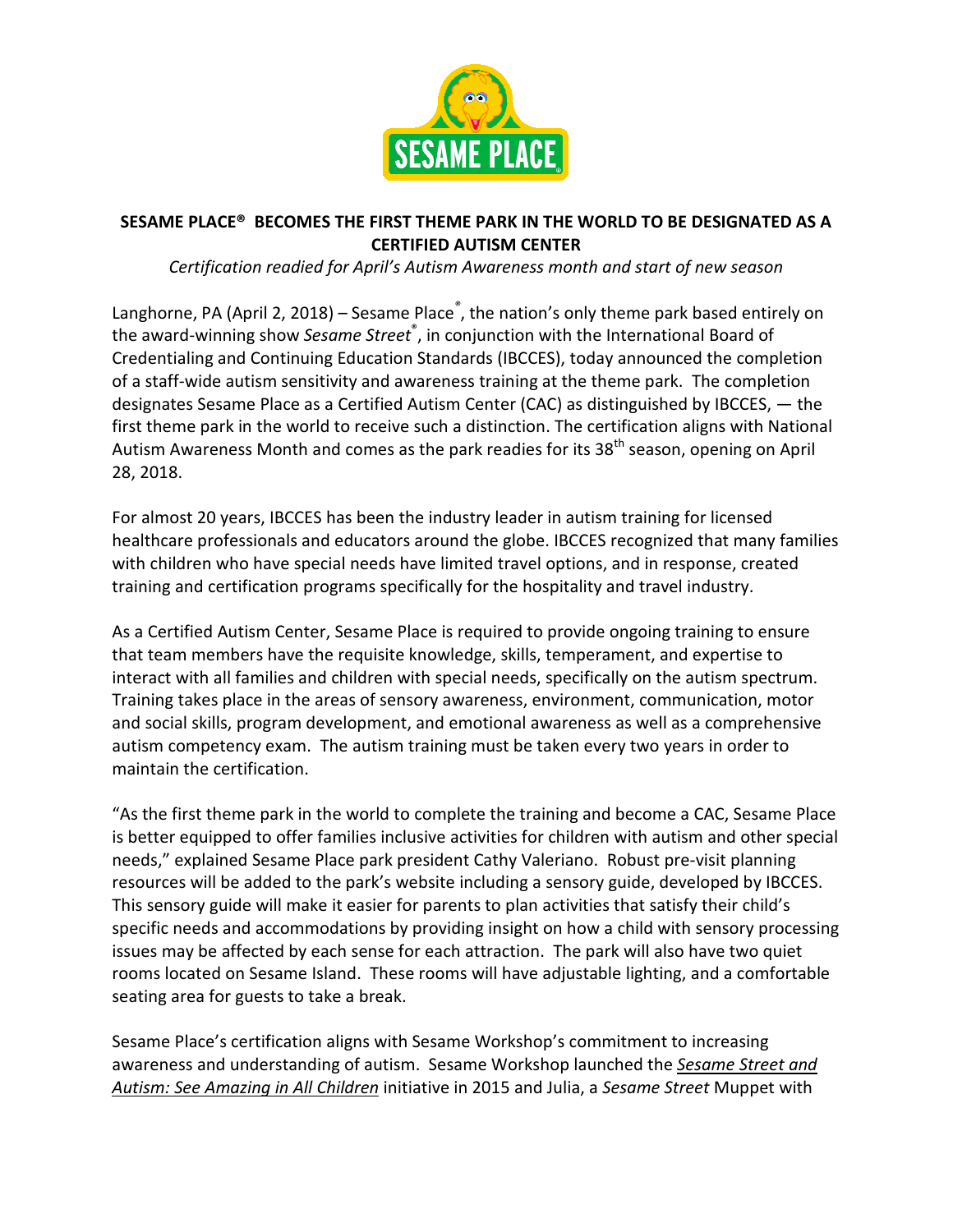# SESAME PLACE® BECOMES THE FIRST THEME PARK IN THE WORLD TO BE DESIGNATED AS A CERTIFIED AUTISM CENTER

*Certification readied for April's Autism Awareness month and start of new season*

Langhorne, PA (April 2, 2018) – Sesame Place®, the nation's only theme park based entirely on the award-winning show *Sesame Street*®, in conjunction with the International Board of Credentialing and Continuing Education Standards (IBCCES), today announced the completion of a staff-wide autism sensitivity and awareness training at the theme park. The completion designates Sesame Place as a Certified Autism Center (CAC) as distinguished by IBCCES, — the first theme park in the world to receive such a distinction. The certification aligns with National Autism Awareness Month and comes as the park readies for its 38th season, opening on April 28, 2018.

For almost 20 years, IBCCES has been the industry leader in autism training for licensed healthcare professionals and educators around the globe. IBCCES recognized that many families with children who have special needs have limited travel options, and in response, created training and certification programs specifically for the hospitality and travel industry.

As a Certified Autism Center, Sesame Place is required to provide ongoing training to ensure that team members have the requisite knowledge, skills, temperament, and expertise to interact with all families and children with special needs, specifically on the autism spectrum. Training takes place in the areas of sensory awareness, environment, communication, motor and social skills, program development, and emotional awareness as well as a comprehensive autism competency exam. The autism training must be taken every two years in order to maintain the certification.

"As the first theme park in the world to complete the training and become a CAC, Sesame Place is better equipped to offer families inclusive activities for children with autism and other special needs," explained Sesame Place park president Cathy Valeriano. Robust pre-visit planning resources will be added to the park's website including a sensory guide, developed by IBCCES. This sensory guide will make it easier for parents to plan activities that satisfy their child's specific needs and accommodations by providing insight on how a child with sensory processing issues may be affected by each sense for each attraction. The park will also have two quiet rooms located on Sesame Island. These rooms will have adjustable lighting, and a comfortable seating area for guests to take a break.

Sesame Place's certification aligns with Sesame Workshop's commitment to increasing awareness and understanding of autism. Sesame Workshop launched the *Sesame Street and Autism: See Amazing in All Children* initiative in 2015 and Julia, a *Sesame Street* Muppet with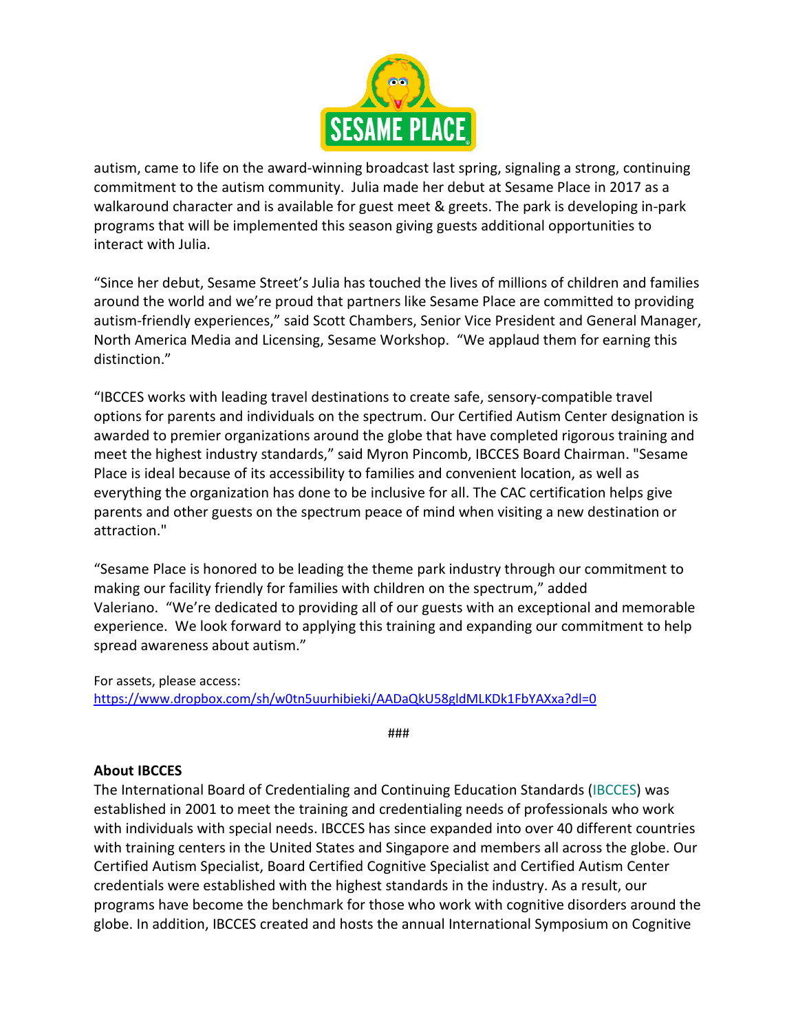autism, came to life on the award-winning broadcast last spring, signaling a strong, continuing commitment to the autism community. Julia made her debut at Sesame Place in 2017 as a walkaround character and is available for guest meet & greets. The park is developing in-park programs that will be implemented this season giving guests additional opportunities to interact with Julia.

"Since her debut, Sesame Street's Julia has touched the lives of millions of children and families around the world and we're proud that partners like Sesame Place are committed to providing autism-friendly experiences," said Scott Chambers, Senior Vice President and General Manager, North America Media and Licensing, Sesame Workshop. "We applaud them for earning this distinction."

"IBCCES works with leading travel destinations to create safe, sensory-compatible travel options for parents and individuals on the spectrum. Our Certified Autism Center designation is awarded to premier organizations around the globe that have completed rigorous training and meet the highest industry standards," said Myron Pincomb, IBCCES Board Chairman. "Sesame Place is ideal because of its accessibility to families and convenient location, as well as everything the organization has done to be inclusive for all. The CAC certification helps give parents and other guests on the spectrum peace of mind when visiting a new destination or attraction."

"Sesame Place is honored to be leading the theme park industry through our commitment to making our facility friendly for families with children on the spectrum," added Valeriano. "We're dedicated to providing all of our guests with an exceptional and memorable experience. We look forward to applying this training and expanding our commitment to help spread awareness about autism."

For assets, please access:
https://www.dropbox.com/sh/w0tn5uurhibieki/AADaQkU58gldMLKDk1FbYAXxa?dl=0

###

**About IBCCES**
The International Board of Credentialing and Continuing Education Standards (IBCCES) was established in 2001 to meet the training and credentialing needs of professionals who work with individuals with special needs. IBCCES has since expanded into over 40 different countries with training centers in the United States and Singapore and members all across the globe. Our Certified Autism Specialist, Board Certified Cognitive Specialist and Certified Autism Center credentials were established with the highest standards in the industry. As a result, our programs have become the benchmark for those who work with cognitive disorders around the globe. In addition, IBCCES created and hosts the annual International Symposium on Cognitive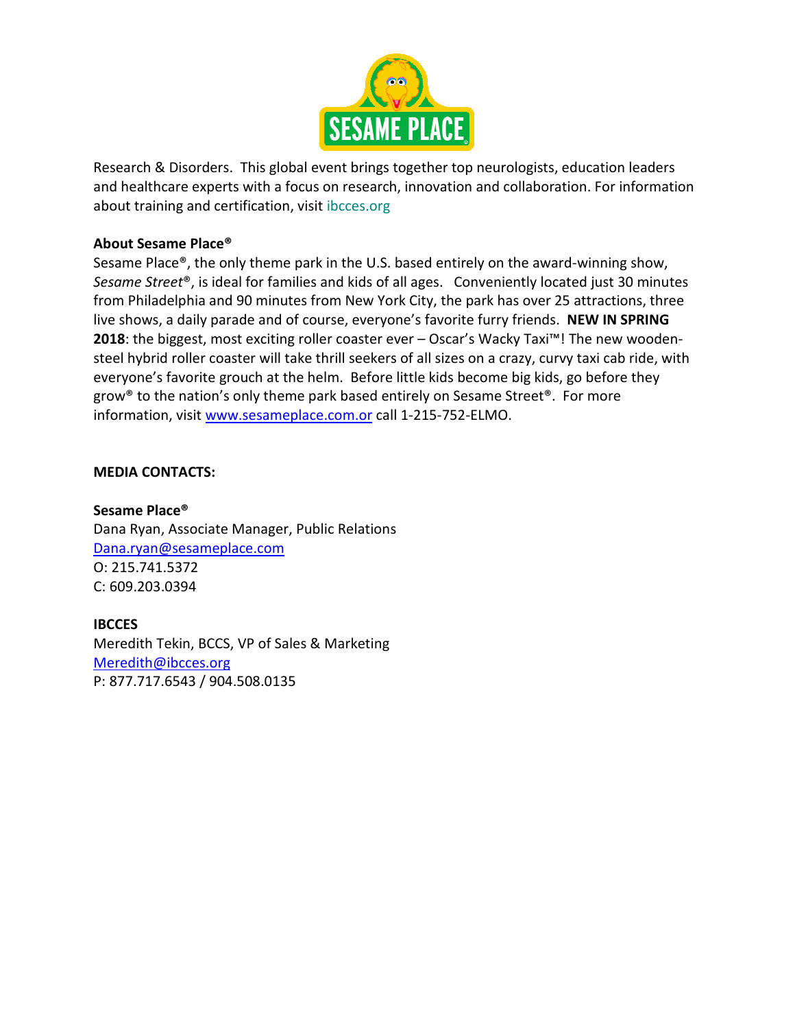Research & Disorders. This global event brings together top neurologists, education leaders and healthcare experts with a focus on research, innovation and collaboration. For information about training and certification, visit ibcces.org

**About Sesame Place®**

Sesame Place®, the only theme park in the U.S. based entirely on the award-winning show, *Sesame Street*®, is ideal for families and kids of all ages. Conveniently located just 30 minutes from Philadelphia and 90 minutes from New York City, the park has over 25 attractions, three live shows, a daily parade and of course, everyone's favorite furry friends. **NEW IN SPRING 2018**: the biggest, most exciting roller coaster ever – Oscar's Wacky Taxi™! The new wooden-steel hybrid roller coaster will take thrill seekers of all sizes on a crazy, curvy taxi cab ride, with everyone's favorite grouch at the helm. Before little kids become big kids, go before they grow® to the nation's only theme park based entirely on Sesame Street®. For more information, visit www.sesameplace.com.or call 1-215-752-ELMO.

**MEDIA CONTACTS:**

**Sesame Place®**
Dana Ryan, Associate Manager, Public Relations
Dana.ryan@sesameplace.com
O: 215.741.5372
C: 609.203.0394

**IBCCES**
Meredith Tekin, BCCS, VP of Sales & Marketing
Meredith@ibcces.org
P: 877.717.6543 / 904.508.0135